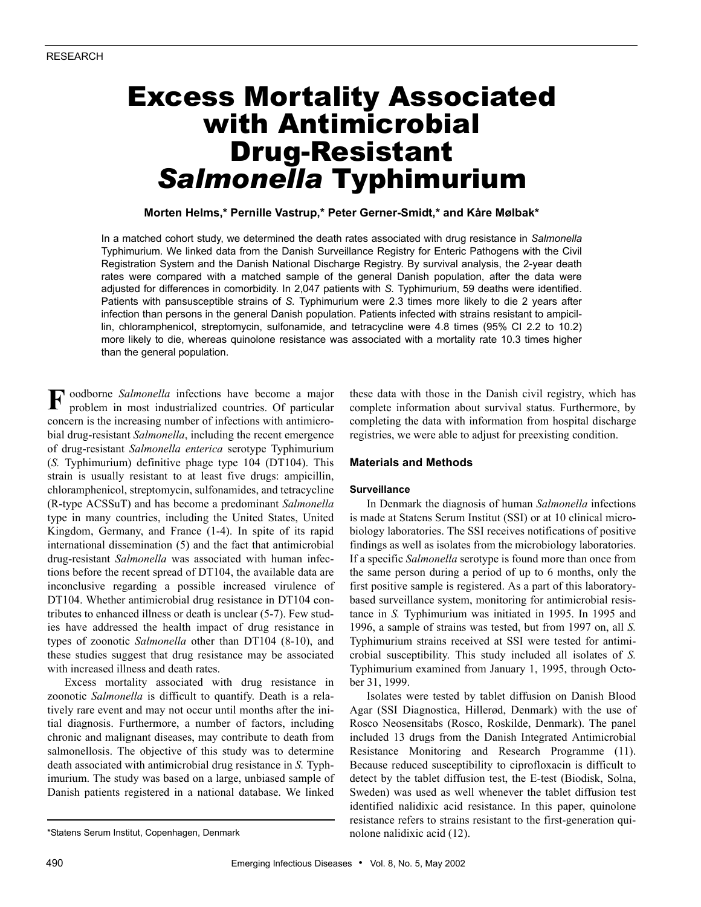RESEARCH

# Excess Mortality Associated with Antimicrobial Drug-Resistant *Salmonella* Typhimurium

**Morten Helms,\* Pernille Vastrup,\* Peter Gerner-Smidt,\* and Kåre Mølbak\***

In a matched cohort study, we determined the death rates associated with drug resistance in *Salmonella* Typhimurium. We linked data from the Danish Surveillance Registry for Enteric Pathogens with the Civil Registration System and the Danish National Discharge Registry. By survival analysis, the 2-year death rates were compared with a matched sample of the general Danish population, after the data were adjusted for differences in comorbidity. In 2,047 patients with *S.* Typhimurium, 59 deaths were identified. Patients with pansusceptible strains of *S.* Typhimurium were 2.3 times more likely to die 2 years after infection than persons in the general Danish population. Patients infected with strains resistant to ampicillin, chloramphenicol, streptomycin, sulfonamide, and tetracycline were 4.8 times (95% CI 2.2 to 10.2) more likely to die, whereas quinolone resistance was associated with a mortality rate 10.3 times higher than the general population.

Foodborne *Salmonella* infections have become a major problem in most industrialized countries. Of particular concern is the increasing number of infections with antimicrobial drug-resistant *Salmonella*, including the recent emergence of drug-resistant *Salmonella enterica* serotype Typhimurium (*S.* Typhimurium) definitive phage type 104 (DT104). This strain is usually resistant to at least five drugs: ampicillin, chloramphenicol, streptomycin, sulfonamides, and tetracycline (R-type ACSSuT) and has become a predominant *Salmonella* type in many countries, including the United States, United Kingdom, Germany, and France (1-4). In spite of its rapid international dissemination (5) and the fact that antimicrobial drug-resistant *Salmonella* was associated with human infections before the recent spread of DT104, the available data are inconclusive regarding a possible increased virulence of DT104. Whether antimicrobial drug resistance in DT104 contributes to enhanced illness or death is unclear (5-7). Few studies have addressed the health impact of drug resistance in types of zoonotic *Salmonella* other than DT104 (8-10), and these studies suggest that drug resistance may be associated with increased illness and death rates.

Excess mortality associated with drug resistance in zoonotic *Salmonella* is difficult to quantify. Death is a relatively rare event and may not occur until months after the initial diagnosis. Furthermore, a number of factors, including chronic and malignant diseases, may contribute to death from salmonellosis. The objective of this study was to determine death associated with antimicrobial drug resistance in *S.* Typhimurium. The study was based on a large, unbiased sample of Danish patients registered in a national database. We linked these data with those in the Danish civil registry, which has complete information about survival status. Furthermore, by completing the data with information from hospital discharge registries, we were able to adjust for preexisting condition.

## Materials and Methods

### Surveillance

In Denmark the diagnosis of human *Salmonella* infections is made at Statens Serum Institut (SSI) or at 10 clinical microbiology laboratories. The SSI receives notifications of positive findings as well as isolates from the microbiology laboratories. If a specific *Salmonella* serotype is found more than once from the same person during a period of up to 6 months, only the first positive sample is registered. As a part of this laboratory-based surveillance system, monitoring for antimicrobial resistance in *S.* Typhimurium was initiated in 1995. In 1995 and 1996, a sample of strains was tested, but from 1997 on, all *S.* Typhimurium strains received at SSI were tested for antimicrobial susceptibility. This study included all isolates of *S.* Typhimurium examined from January 1, 1995, through October 31, 1999.

Isolates were tested by tablet diffusion on Danish Blood Agar (SSI Diagnostica, Hillerød, Denmark) with the use of Rosco Neosensitabs (Rosco, Roskilde, Denmark). The panel included 13 drugs from the Danish Integrated Antimicrobial Resistance Monitoring and Research Programme (11). Because reduced susceptibility to ciprofloxacin is difficult to detect by the tablet diffusion test, the E-test (Biodisk, Solna, Sweden) was used as well whenever the tablet diffusion test identified nalidixic acid resistance. In this paper, quinolone resistance refers to strains resistant to the first-generation quinolone nalidixic acid (12).

\*Statens Serum Institut, Copenhagen, Denmark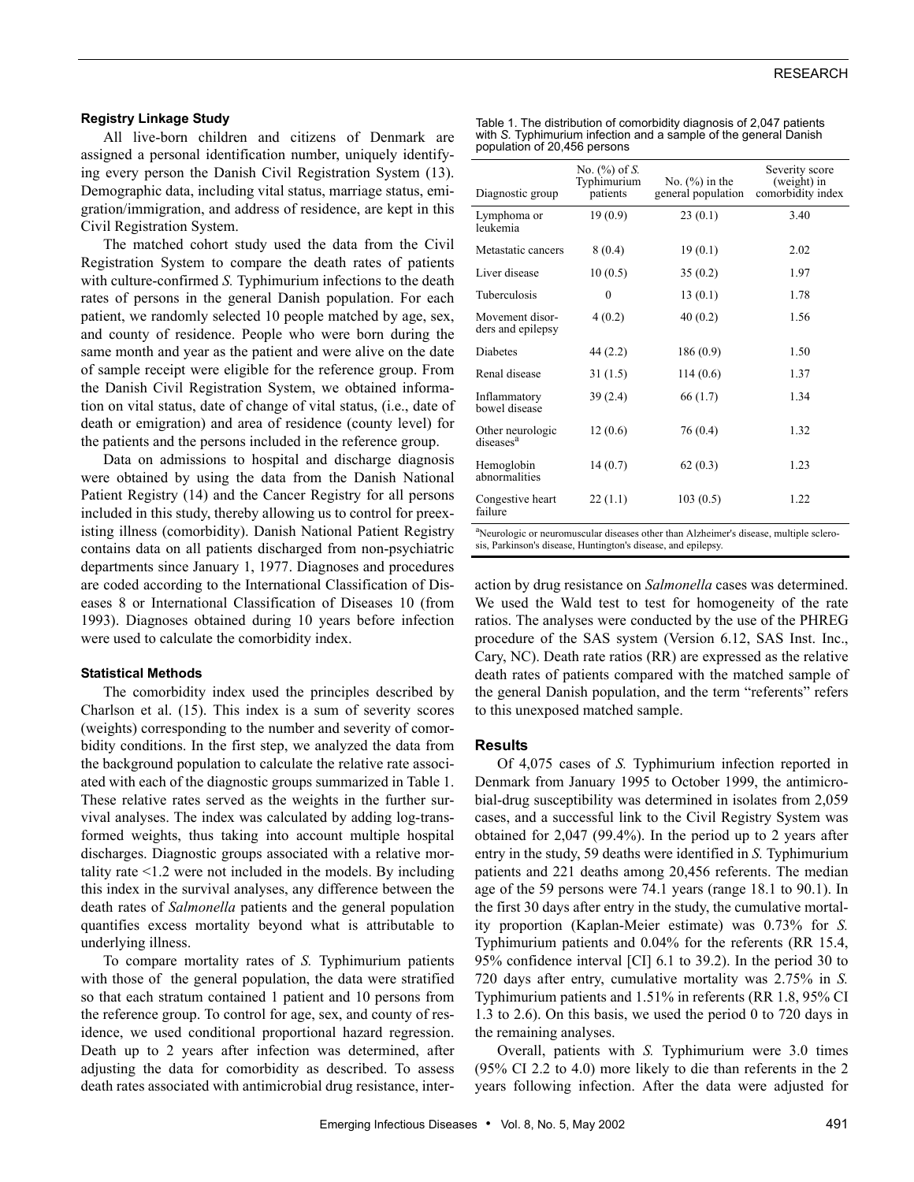### Registry Linkage Study

All live-born children and citizens of Denmark are assigned a personal identification number, uniquely identifying every person the Danish Civil Registration System (13). Demographic data, including vital status, marriage status, emigration/immigration, and address of residence, are kept in this Civil Registration System.

The matched cohort study used the data from the Civil Registration System to compare the death rates of patients with culture-confirmed *S.* Typhimurium infections to the death rates of persons in the general Danish population. For each patient, we randomly selected 10 people matched by age, sex, and county of residence. People who were born during the same month and year as the patient and were alive on the date of sample receipt were eligible for the reference group. From the Danish Civil Registration System, we obtained information on vital status, date of change of vital status, (i.e., date of death or emigration) and area of residence (county level) for the patients and the persons included in the reference group.

Data on admissions to hospital and discharge diagnosis were obtained by using the data from the Danish National Patient Registry (14) and the Cancer Registry for all persons included in this study, thereby allowing us to control for preexisting illness (comorbidity). Danish National Patient Registry contains data on all patients discharged from non-psychiatric departments since January 1, 1977. Diagnoses and procedures are coded according to the International Classification of Diseases 8 or International Classification of Diseases 10 (from 1993). Diagnoses obtained during 10 years before infection were used to calculate the comorbidity index.

### Statistical Methods

The comorbidity index used the principles described by Charlson et al. (15). This index is a sum of severity scores (weights) corresponding to the number and severity of comorbidity conditions. In the first step, we analyzed the data from the background population to calculate the relative rate associated with each of the diagnostic groups summarized in Table 1. These relative rates served as the weights in the further survival analyses. The index was calculated by adding log-transformed weights, thus taking into account multiple hospital discharges. Diagnostic groups associated with a relative mortality rate <1.2 were not included in the models. By including this index in the survival analyses, any difference between the death rates of *Salmonella* patients and the general population quantifies excess mortality beyond what is attributable to underlying illness.

To compare mortality rates of *S.* Typhimurium patients with those of the general population, the data were stratified so that each stratum contained 1 patient and 10 persons from the reference group. To control for age, sex, and county of residence, we used conditional proportional hazard regression. Death up to 2 years after infection was determined, after adjusting the data for comorbidity as described. To assess death rates associated with antimicrobial drug resistance, interaction by drug resistance on *Salmonella* cases was determined. We used the Wald test to test for homogeneity of the rate ratios. The analyses were conducted by the use of the PHREG procedure of the SAS system (Version 6.12, SAS Inst. Inc., Cary, NC). Death rate ratios (RR) are expressed as the relative death rates of patients compared with the matched sample of the general Danish population, and the term "referents" refers to this unexposed matched sample.

Table 1. The distribution of comorbidity diagnosis of 2,047 patients with *S.* Typhimurium infection and a sample of the general Danish population of 20,456 persons

| Diagnostic group | No. (%) of *S.* Typhimurium patients | No. (%) in the general population | Severity score (weight) in comorbidity index |
|---|---|---|---|
| Lymphoma or leukemia | 19 (0.9) | 23 (0.1) | 3.40 |
| Metastatic cancers | 8 (0.4) | 19 (0.1) | 2.02 |
| Liver disease | 10 (0.5) | 35 (0.2) | 1.97 |
| Tuberculosis | 0 | 13 (0.1) | 1.78 |
| Movement disorders and epilepsy | 4 (0.2) | 40 (0.2) | 1.56 |
| Diabetes | 44 (2.2) | 186 (0.9) | 1.50 |
| Renal disease | 31 (1.5) | 114 (0.6) | 1.37 |
| Inflammatory bowel disease | 39 (2.4) | 66 (1.7) | 1.34 |
| Other neurologic diseases[a] | 12 (0.6) | 76 (0.4) | 1.32 |
| Hemoglobin abnormalities | 14 (0.7) | 62 (0.3) | 1.23 |
| Congestive heart failure | 22 (1.1) | 103 (0.5) | 1.22 |

[a]Neurologic or neuromuscular diseases other than Alzheimer's disease, multiple sclerosis, Parkinson's disease, Huntington's disease, and epilepsy.

## Results

Of 4,075 cases of *S.* Typhimurium infection reported in Denmark from January 1995 to October 1999, the antimicrobial-drug susceptibility was determined in isolates from 2,059 cases, and a successful link to the Civil Registry System was obtained for 2,047 (99.4%). In the period up to 2 years after entry in the study, 59 deaths were identified in *S.* Typhimurium patients and 221 deaths among 20,456 referents. The median age of the 59 persons were 74.1 years (range 18.1 to 90.1). In the first 30 days after entry in the study, the cumulative mortality proportion (Kaplan-Meier estimate) was 0.73% for *S.* Typhimurium patients and 0.04% for the referents (RR 15.4, 95% confidence interval [CI] 6.1 to 39.2). In the period 30 to 720 days after entry, cumulative mortality was 2.75% in *S.* Typhimurium patients and 1.51% in referents (RR 1.8, 95% CI 1.3 to 2.6). On this basis, we used the period 0 to 720 days in the remaining analyses.

Overall, patients with *S.* Typhimurium were 3.0 times (95% CI 2.2 to 4.0) more likely to die than referents in the 2 years following infection. After the data were adjusted for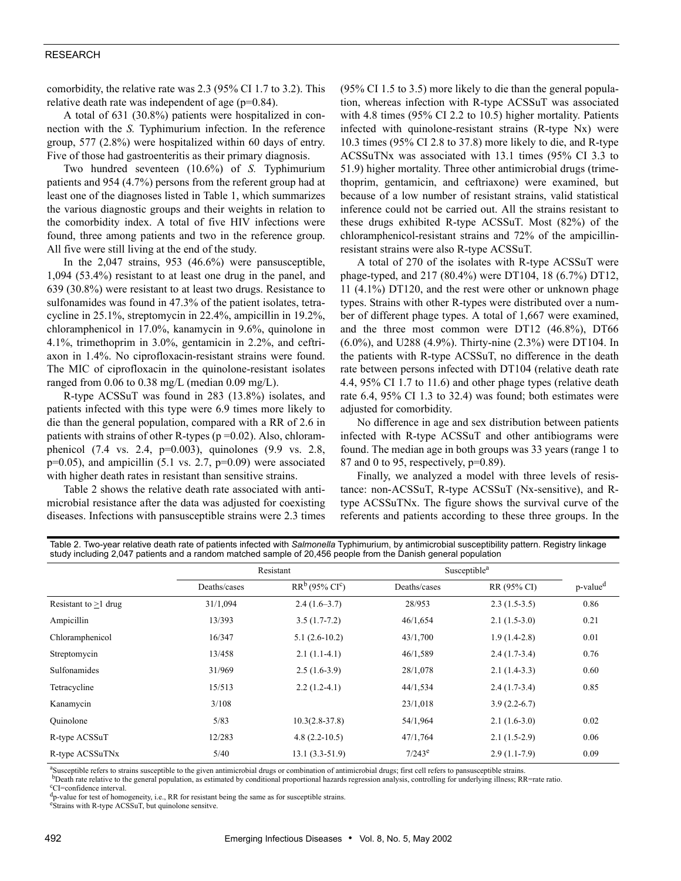comorbidity, the relative rate was 2.3 (95% CI 1.7 to 3.2). This relative death rate was independent of age (p=0.84).

A total of 631 (30.8%) patients were hospitalized in connection with the *S.* Typhimurium infection. In the reference group, 577 (2.8%) were hospitalized within 60 days of entry. Five of those had gastroenteritis as their primary diagnosis.

Two hundred seventeen (10.6%) of *S.* Typhimurium patients and 954 (4.7%) persons from the referent group had at least one of the diagnoses listed in Table 1, which summarizes the various diagnostic groups and their weights in relation to the comorbidity index. A total of five HIV infections were found, three among patients and two in the reference group. All five were still living at the end of the study.

In the 2,047 strains, 953 (46.6%) were pansusceptible, 1,094 (53.4%) resistant to at least one drug in the panel, and 639 (30.8%) were resistant to at least two drugs. Resistance to sulfonamides was found in 47.3% of the patient isolates, tetracycline in 25.1%, streptomycin in 22.4%, ampicillin in 19.2%, chloramphenicol in 17.0%, kanamycin in 9.6%, quinolone in 4.1%, trimethoprim in 3.0%, gentamicin in 2.2%, and ceftriaxon in 1.4%. No ciprofloxacin-resistant strains were found. The MIC of ciprofloxacin in the quinolone-resistant isolates ranged from 0.06 to 0.38 mg/L (median 0.09 mg/L).

R-type ACSSuT was found in 283 (13.8%) isolates, and patients infected with this type were 6.9 times more likely to die than the general population, compared with a RR of 2.6 in patients with strains of other R-types (p =0.02). Also, chloramphenicol (7.4 vs. 2.4, p=0.003), quinolones (9.9 vs. 2.8, p=0.05), and ampicillin (5.1 vs. 2.7, p=0.09) were associated with higher death rates in resistant than sensitive strains.

Table 2 shows the relative death rate associated with antimicrobial resistance after the data was adjusted for coexisting diseases. Infections with pansusceptible strains were 2.3 times (95% CI 1.5 to 3.5) more likely to die than the general population, whereas infection with R-type ACSSuT was associated with 4.8 times (95% CI 2.2 to 10.5) higher mortality. Patients infected with quinolone-resistant strains (R-type Nx) were 10.3 times (95% CI 2.8 to 37.8) more likely to die, and R-type ACSSuTNx was associated with 13.1 times (95% CI 3.3 to 51.9) higher mortality. Three other antimicrobial drugs (trimethoprim, gentamicin, and ceftriaxone) were examined, but because of a low number of resistant strains, valid statistical inference could not be carried out. All the strains resistant to these drugs exhibited R-type ACSSuT. Most (82%) of the chloramphenicol-resistant strains and 72% of the ampicillin-resistant strains were also R-type ACSSuT.

A total of 270 of the isolates with R-type ACSSuT were phage-typed, and 217 (80.4%) were DT104, 18 (6.7%) DT12, 11 (4.1%) DT120, and the rest were other or unknown phage types. Strains with other R-types were distributed over a number of different phage types. A total of 1,667 were examined, and the three most common were DT12 (46.8%), DT66 (6.0%), and U288 (4.9%). Thirty-nine (2.3%) were DT104. In the patients with R-type ACSSuT, no difference in the death rate between persons infected with DT104 (relative death rate 4.4, 95% CI 1.7 to 11.6) and other phage types (relative death rate 6.4, 95% CI 1.3 to 32.4) was found; both estimates were adjusted for comorbidity.

No difference in age and sex distribution between patients infected with R-type ACSSuT and other antibiograms were found. The median age in both groups was 33 years (range 1 to 87 and 0 to 95, respectively, p=0.89).

Finally, we analyzed a model with three levels of resistance: non-ACSSuT, R-type ACSSuT (Nx-sensitive), and R-type ACSSuTNx. The figure shows the survival curve of the referents and patients according to these three groups. In the

Table 2. Two-year relative death rate of patients infected with *Salmonella* Typhimurium, by antimicrobial susceptibility pattern. Registry linkage study including 2,047 patients and a random matched sample of 20,456 people from the Danish general population

| | Resistant | | Susceptible[a] | | |
|---|---|---|---|---|---|
| | Deaths/cases | RR[b] (95% CI[c]) | Deaths/cases | RR (95% CI) | p-value[d] |
| Resistant to ≥1 drug | 31/1,094 | 2.4 (1.6–3.7) | 28/953 | 2.3 (1.5-3.5) | 0.86 |
| Ampicillin | 13/393 | 3.5 (1.7-7.2) | 46/1,654 | 2.1 (1.5-3.0) | 0.21 |
| Chloramphenicol | 16/347 | 5.1 (2.6-10.2) | 43/1,700 | 1.9 (1.4-2.8) | 0.01 |
| Streptomycin | 13/458 | 2.1 (1.1-4.1) | 46/1,589 | 2.4 (1.7-3.4) | 0.76 |
| Sulfonamides | 31/969 | 2.5 (1.6-3.9) | 28/1,078 | 2.1 (1.4-3.3) | 0.60 |
| Tetracycline | 15/513 | 2.2 (1.2-4.1) | 44/1,534 | 2.4 (1.7-3.4) | 0.85 |
| Kanamycin | 3/108 | | 23/1,018 | 3.9 (2.2-6.7) | |
| Quinolone | 5/83 | 10.3(2.8-37.8) | 54/1,964 | 2.1 (1.6-3.0) | 0.02 |
| R-type ACSSuT | 12/283 | 4.8 (2.2-10.5) | 47/1,764 | 2.1 (1.5-2.9) | 0.06 |
| R-type ACSSuTNx | 5/40 | 13.1 (3.3-51.9) | 7/243[e] | 2.9 (1.1-7.9) | 0.09 |

[a]Susceptible refers to strains susceptible to the given antimicrobial drugs or combination of antimicrobial drugs; first cell refers to pansusceptible strains.
[b]Death rate relative to the general population, as estimated by conditional proportional hazards regression analysis, controlling for underlying illness; RR=rate ratio.
[c]CI=confidence interval.
[d]p-value for test of homogeneity, i.e., RR for resistant being the same as for susceptible strains.
[e]Strains with R-type ACSSuT, but quinolone sensitve.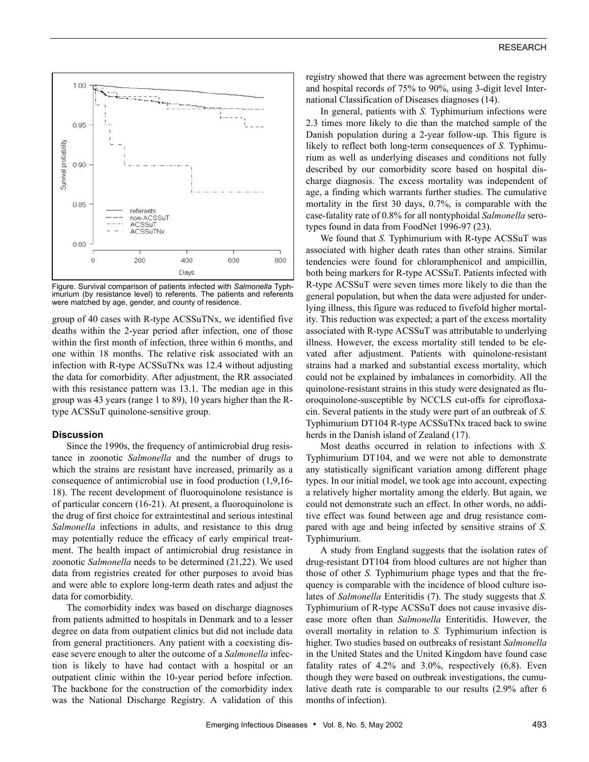Figure. Survival comparison of patients infected with *Salmonella* Typhimurium (by resistance level) to referents. The patients and referents were matched by age, gender, and county of residence.

group of 40 cases with R-type ACSSuTNx, we identified five deaths within the 2-year period after infection, one of those within the first month of infection, three within 6 months, and one within 18 months. The relative risk associated with an infection with R-type ACSSuTNx was 12.4 without adjusting the data for comorbidity. After adjustment, the RR associated with this resistance pattern was 13.1. The median age in this group was 43 years (range 1 to 89), 10 years higher than the R-type ACSSuT quinolone-sensitive group.

## Discussion

Since the 1990s, the frequency of antimicrobial drug resistance in zoonotic *Salmonella* and the number of drugs to which the strains are resistant have increased, primarily as a consequence of antimicrobial use in food production (1,9,16-18). The recent development of fluoroquinolone resistance is of particular concern (16-21). At present, a fluoroquinolone is the drug of first choice for extraintestinal and serious intestinal *Salmonella* infections in adults, and resistance to this drug may potentially reduce the efficacy of early empirical treatment. The health impact of antimicrobial drug resistance in zoonotic *Salmonella* needs to be determined (21,22). We used data from registries created for other purposes to avoid bias and were able to explore long-term death rates and adjust the data for comorbidity.

The comorbidity index was based on discharge diagnoses from patients admitted to hospitals in Denmark and to a lesser degree on data from outpatient clinics but did not include data from general practitioners. Any patient with a coexisting disease severe enough to alter the outcome of a *Salmonella* infection is likely to have had contact with a hospital or an outpatient clinic within the 10-year period before infection. The backbone for the construction of the comorbidity index was the National Discharge Registry. A validation of this registry showed that there was agreement between the registry and hospital records of 75% to 90%, using 3-digit level International Classification of Diseases diagnoses (14).

In general, patients with *S.* Typhimurium infections were 2.3 times more likely to die than the matched sample of the Danish population during a 2-year follow-up. This figure is likely to reflect both long-term consequences of *S.* Typhimurium as well as underlying diseases and conditions not fully described by our comorbidity score based on hospital discharge diagnosis. The excess mortality was independent of age, a finding which warrants further studies. The cumulative mortality in the first 30 days, 0.7%, is comparable with the case-fatality rate of 0.8% for all nontyphoidal *Salmonella* serotypes found in data from FoodNet 1996-97 (23).

We found that *S.* Typhimurium with R-type ACSSuT was associated with higher death rates than other strains. Similar tendencies were found for chloramphenicol and ampicillin, both being markers for R-type ACSSuT. Patients infected with R-type ACSSuT were seven times more likely to die than the general population, but when the data were adjusted for underlying illness, this figure was reduced to fivefold higher mortality. This reduction was expected; a part of the excess mortality associated with R-type ACSSuT was attributable to underlying illness. However, the excess mortality still tended to be elevated after adjustment. Patients with quinolone-resistant strains had a marked and substantial excess mortality, which could not be explained by imbalances in comorbidity. All the quinolone-resistant strains in this study were designated as fluoroquinolone-susceptible by NCCLS cut-offs for ciprofloxacin. Several patients in the study were part of an outbreak of *S.* Typhimurium DT104 R-type ACSSuTNx traced back to swine herds in the Danish island of Zealand (17).

Most deaths occurred in relation to infections with *S.* Typhimurium DT104, and we were not able to demonstrate any statistically significant variation among different phage types. In our initial model, we took age into account, expecting a relatively higher mortality among the elderly. But again, we could not demonstrate such an effect. In other words, no additive effect was found between age and drug resistance compared with age and being infected by sensitive strains of *S.* Typhimurium.

A study from England suggests that the isolation rates of drug-resistant DT104 from blood cultures are not higher than those of other *S.* Typhimurium phage types and that the frequency is comparable with the incidence of blood culture isolates of *Salmonella* Enteritidis (7). The study suggests that *S.* Typhimurium of R-type ACSSuT does not cause invasive disease more often than *Salmonella* Enteritidis. However, the overall mortality in relation to *S.* Typhimurium infection is higher. Two studies based on outbreaks of resistant *Salmonella* in the United States and the United Kingdom have found case fatality rates of 4.2% and 3.0%, respectively (6,8). Even though they were based on outbreak investigations, the cumulative death rate is comparable to our results (2.9% after 6 months of infection).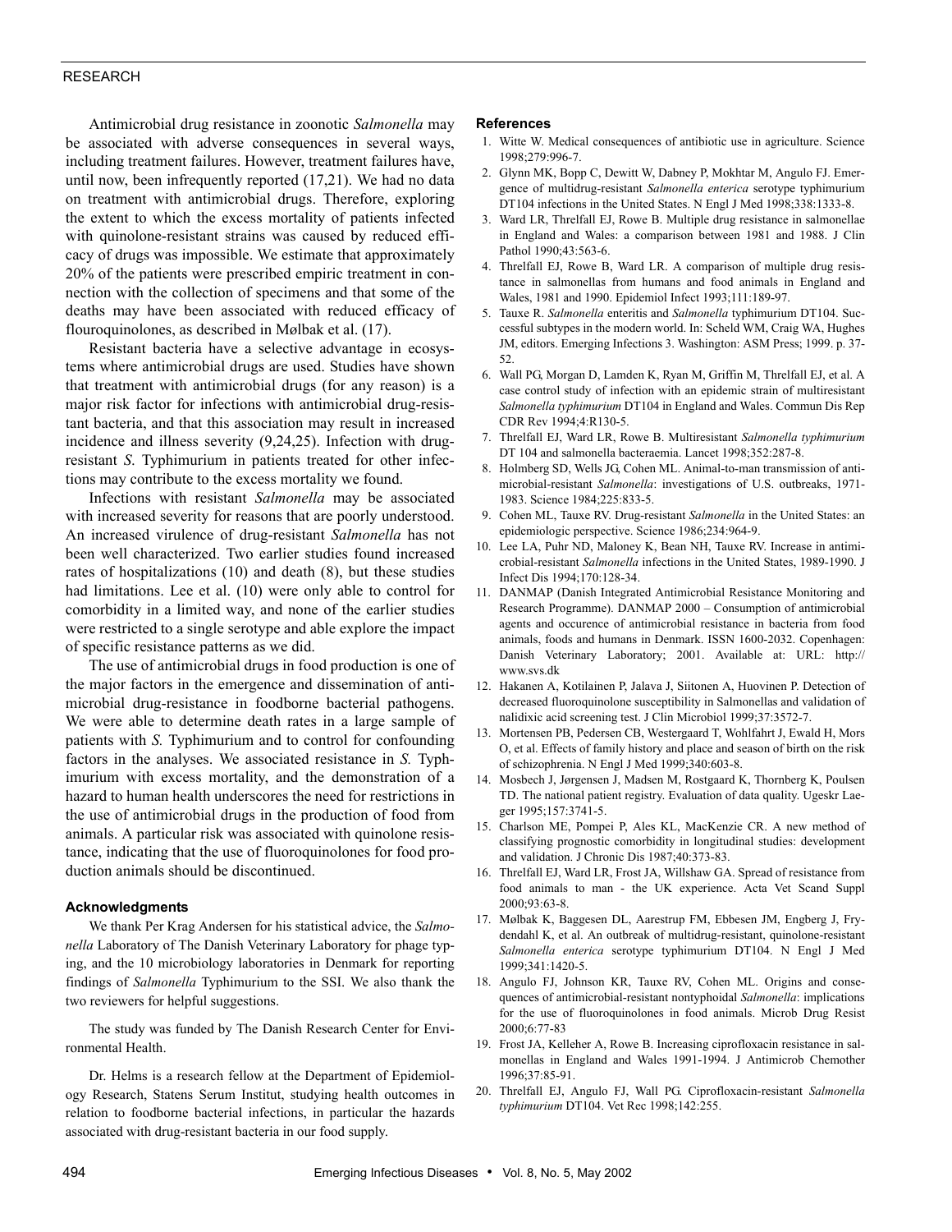Antimicrobial drug resistance in zoonotic *Salmonella* may be associated with adverse consequences in several ways, including treatment failures. However, treatment failures have, until now, been infrequently reported (17,21). We had no data on treatment with antimicrobial drugs. Therefore, exploring the extent to which the excess mortality of patients infected with quinolone-resistant strains was caused by reduced efficacy of drugs was impossible. We estimate that approximately 20% of the patients were prescribed empiric treatment in connection with the collection of specimens and that some of the deaths may have been associated with reduced efficacy of flouroquinolones, as described in Mølbak et al. (17).

Resistant bacteria have a selective advantage in ecosystems where antimicrobial drugs are used. Studies have shown that treatment with antimicrobial drugs (for any reason) is a major risk factor for infections with antimicrobial drug-resistant bacteria, and that this association may result in increased incidence and illness severity (9,24,25). Infection with drug-resistant *S*. Typhimurium in patients treated for other infections may contribute to the excess mortality we found.

Infections with resistant *Salmonella* may be associated with increased severity for reasons that are poorly understood. An increased virulence of drug-resistant *Salmonella* has not been well characterized. Two earlier studies found increased rates of hospitalizations (10) and death (8), but these studies had limitations. Lee et al. (10) were only able to control for comorbidity in a limited way, and none of the earlier studies were restricted to a single serotype and able explore the impact of specific resistance patterns as we did.

The use of antimicrobial drugs in food production is one of the major factors in the emergence and dissemination of antimicrobial drug-resistance in foodborne bacterial pathogens. We were able to determine death rates in a large sample of patients with *S.* Typhimurium and to control for confounding factors in the analyses. We associated resistance in *S.* Typhimurium with excess mortality, and the demonstration of a hazard to human health underscores the need for restrictions in the use of antimicrobial drugs in the production of food from animals. A particular risk was associated with quinolone resistance, indicating that the use of fluoroquinolones for food production animals should be discontinued.

#### Acknowledgments

We thank Per Krag Andersen for his statistical advice, the *Salmonella* Laboratory of The Danish Veterinary Laboratory for phage typing, and the 10 microbiology laboratories in Denmark for reporting findings of *Salmonella* Typhimurium to the SSI. We also thank the two reviewers for helpful suggestions.

The study was funded by The Danish Research Center for Environmental Health.

Dr. Helms is a research fellow at the Department of Epidemiology Research, Statens Serum Institut, studying health outcomes in relation to foodborne bacterial infections, in particular the hazards associated with drug-resistant bacteria in our food supply.

#### References

1. Witte W. Medical consequences of antibiotic use in agriculture. Science 1998;279:996-7.
2. Glynn MK, Bopp C, Dewitt W, Dabney P, Mokhtar M, Angulo FJ. Emergence of multidrug-resistant *Salmonella enterica* serotype typhimurium DT104 infections in the United States. N Engl J Med 1998;338:1333-8.
3. Ward LR, Threlfall EJ, Rowe B. Multiple drug resistance in salmonellae in England and Wales: a comparison between 1981 and 1988. J Clin Pathol 1990;43:563-6.
4. Threlfall EJ, Rowe B, Ward LR. A comparison of multiple drug resistance in salmonellas from humans and food animals in England and Wales, 1981 and 1990. Epidemiol Infect 1993;111:189-97.
5. Tauxe R. *Salmonella* enteritis and *Salmonella* typhimurium DT104. Successful subtypes in the modern world. In: Scheld WM, Craig WA, Hughes JM, editors. Emerging Infections 3. Washington: ASM Press; 1999. p. 37-52.
6. Wall PG, Morgan D, Lamden K, Ryan M, Griffin M, Threlfall EJ, et al. A case control study of infection with an epidemic strain of multiresistant *Salmonella typhimurium* DT104 in England and Wales. Commun Dis Rep CDR Rev 1994;4:R130-5.
7. Threlfall EJ, Ward LR, Rowe B. Multiresistant *Salmonella typhimurium* DT 104 and salmonella bacteraemia. Lancet 1998;352:287-8.
8. Holmberg SD, Wells JG, Cohen ML. Animal-to-man transmission of antimicrobial-resistant *Salmonella*: investigations of U.S. outbreaks, 1971-1983. Science 1984;225:833-5.
9. Cohen ML, Tauxe RV. Drug-resistant *Salmonella* in the United States: an epidemiologic perspective. Science 1986;234:964-9.
10. Lee LA, Puhr ND, Maloney K, Bean NH, Tauxe RV. Increase in antimicrobial-resistant *Salmonella* infections in the United States, 1989-1990. J Infect Dis 1994;170:128-34.
11. DANMAP (Danish Integrated Antimicrobial Resistance Monitoring and Research Programme). DANMAP 2000 – Consumption of antimicrobial agents and occurence of antimicrobial resistance in bacteria from food animals, foods and humans in Denmark. ISSN 1600-2032. Copenhagen: Danish Veterinary Laboratory; 2001. Available at: URL: http://www.svs.dk
12. Hakanen A, Kotilainen P, Jalava J, Siitonen A, Huovinen P. Detection of decreased fluoroquinolone susceptibility in Salmonellas and validation of nalidixic acid screening test. J Clin Microbiol 1999;37:3572-7.
13. Mortensen PB, Pedersen CB, Westergaard T, Wohlfahrt J, Ewald H, Mors O, et al. Effects of family history and place and season of birth on the risk of schizophrenia. N Engl J Med 1999;340:603-8.
14. Mosbech J, Jørgensen J, Madsen M, Rostgaard K, Thornberg K, Poulsen TD. The national patient registry. Evaluation of data quality. Ugeskr Laeger 1995;157:3741-5.
15. Charlson ME, Pompei P, Ales KL, MacKenzie CR. A new method of classifying prognostic comorbidity in longitudinal studies: development and validation. J Chronic Dis 1987;40:373-83.
16. Threlfall EJ, Ward LR, Frost JA, Willshaw GA. Spread of resistance from food animals to man - the UK experience. Acta Vet Scand Suppl 2000;93:63-8.
17. Mølbak K, Baggesen DL, Aarestrup FM, Ebbesen JM, Engberg J, Frydendahl K, et al. An outbreak of multidrug-resistant, quinolone-resistant *Salmonella enterica* serotype typhimurium DT104. N Engl J Med 1999;341:1420-5.
18. Angulo FJ, Johnson KR, Tauxe RV, Cohen ML. Origins and consequences of antimicrobial-resistant nontyphoidal *Salmonella*: implications for the use of fluoroquinolones in food animals. Microb Drug Resist 2000;6:77-83
19. Frost JA, Kelleher A, Rowe B. Increasing ciprofloxacin resistance in salmonellas in England and Wales 1991-1994. J Antimicrob Chemother 1996;37:85-91.
20. Threlfall EJ, Angulo FJ, Wall PG. Ciprofloxacin-resistant *Salmonella typhimurium* DT104. Vet Rec 1998;142:255.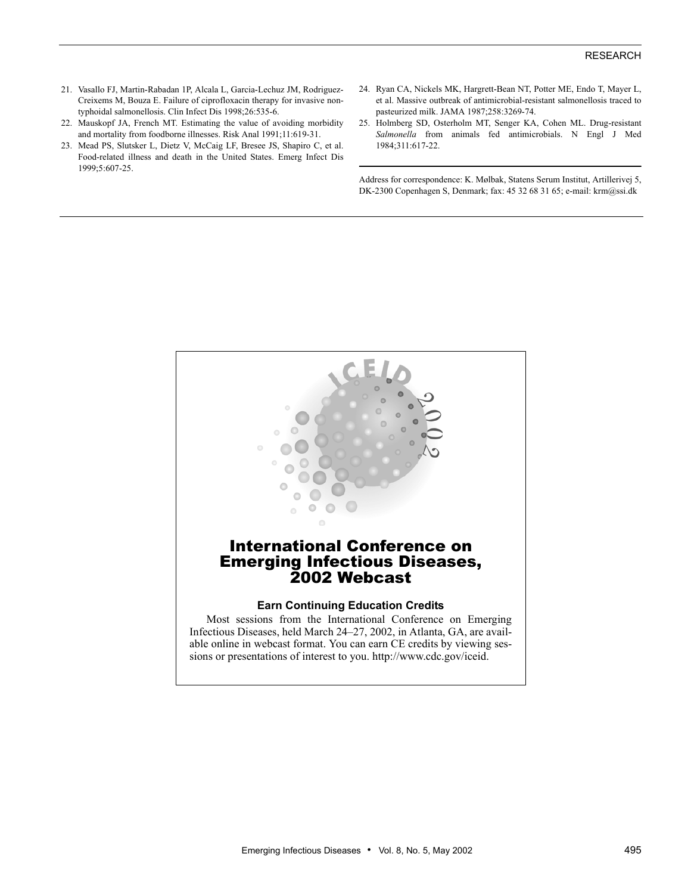21. Vasallo FJ, Martin-Rabadan 1P, Alcala L, Garcia-Lechuz JM, Rodriguez-Creixems M, Bouza E. Failure of ciprofloxacin therapy for invasive nontyphoidal salmonellosis. Clin Infect Dis 1998;26:535-6.
22. Mauskopf JA, French MT. Estimating the value of avoiding morbidity and mortality from foodborne illnesses. Risk Anal 1991;11:619-31.
23. Mead PS, Slutsker L, Dietz V, McCaig LF, Bresee JS, Shapiro C, et al. Food-related illness and death in the United States. Emerg Infect Dis 1999;5:607-25.
24. Ryan CA, Nickels MK, Hargrett-Bean NT, Potter ME, Endo T, Mayer L, et al. Massive outbreak of antimicrobial-resistant salmonellosis traced to pasteurized milk. JAMA 1987;258:3269-74.
25. Holmberg SD, Osterholm MT, Senger KA, Cohen ML. Drug-resistant *Salmonella* from animals fed antimicrobials. N Engl J Med 1984;311:617-22.

Address for correspondence: K. Mølbak, Statens Serum Institut, Artillerivej 5, DK-2300 Copenhagen S, Denmark; fax: 45 32 68 31 65; e-mail: krm@ssi.dk

ICEID 2002

## International Conference on Emerging Infectious Diseases, 2002 Webcast

**Earn Continuing Education Credits**

Most sessions from the International Conference on Emerging Infectious Diseases, held March 24–27, 2002, in Atlanta, GA, are available online in webcast format. You can earn CE credits by viewing sessions or presentations of interest to you. http://www.cdc.gov/iceid.